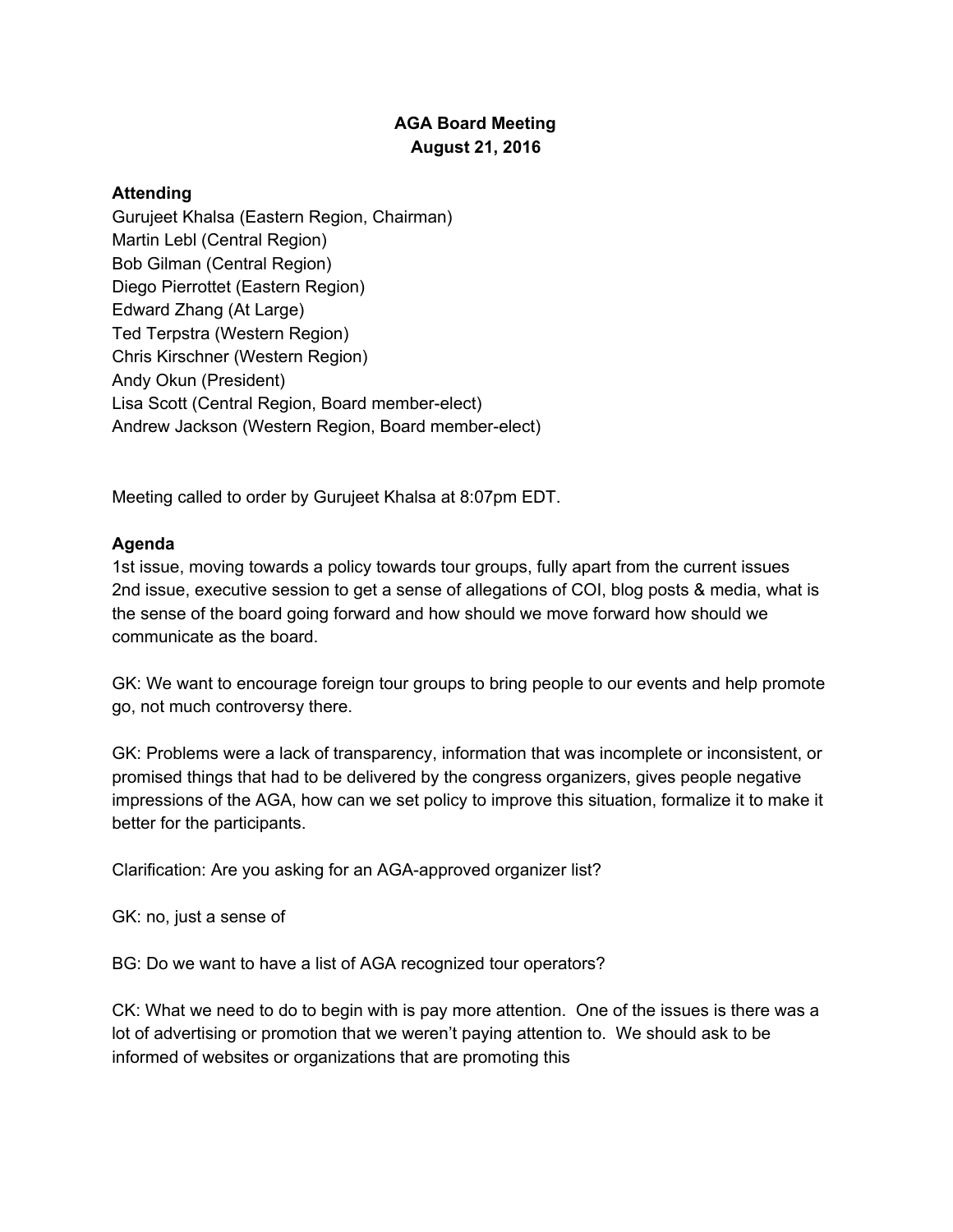# AGA Board Meeting
## August 21, 2016

**Attending**

Gurujeet Khalsa (Eastern Region, Chairman)
Martin Lebl (Central Region)
Bob Gilman (Central Region)
Diego Pierrottet (Eastern Region)
Edward Zhang (At Large)
Ted Terpstra (Western Region)
Chris Kirschner (Western Region)
Andy Okun (President)
Lisa Scott (Central Region, Board member-elect)
Andrew Jackson (Western Region, Board member-elect)

Meeting called to order by Gurujeet Khalsa at 8:07pm EDT.

**Agenda**

1st issue, moving towards a policy towards tour groups, fully apart from the current issues
2nd issue, executive session to get a sense of allegations of COI, blog posts & media, what is the sense of the board going forward and how should we move forward how should we communicate as the board.

GK: We want to encourage foreign tour groups to bring people to our events and help promote go, not much controversy there.

GK: Problems were a lack of transparency, information that was incomplete or inconsistent, or promised things that had to be delivered by the congress organizers, gives people negative impressions of the AGA, how can we set policy to improve this situation, formalize it to make it better for the participants.

Clarification: Are you asking for an AGA-approved organizer list?

GK: no, just a sense of

BG: Do we want to have a list of AGA recognized tour operators?

CK: What we need to do to begin with is pay more attention. One of the issues is there was a lot of advertising or promotion that we weren't paying attention to. We should ask to be informed of websites or organizations that are promoting this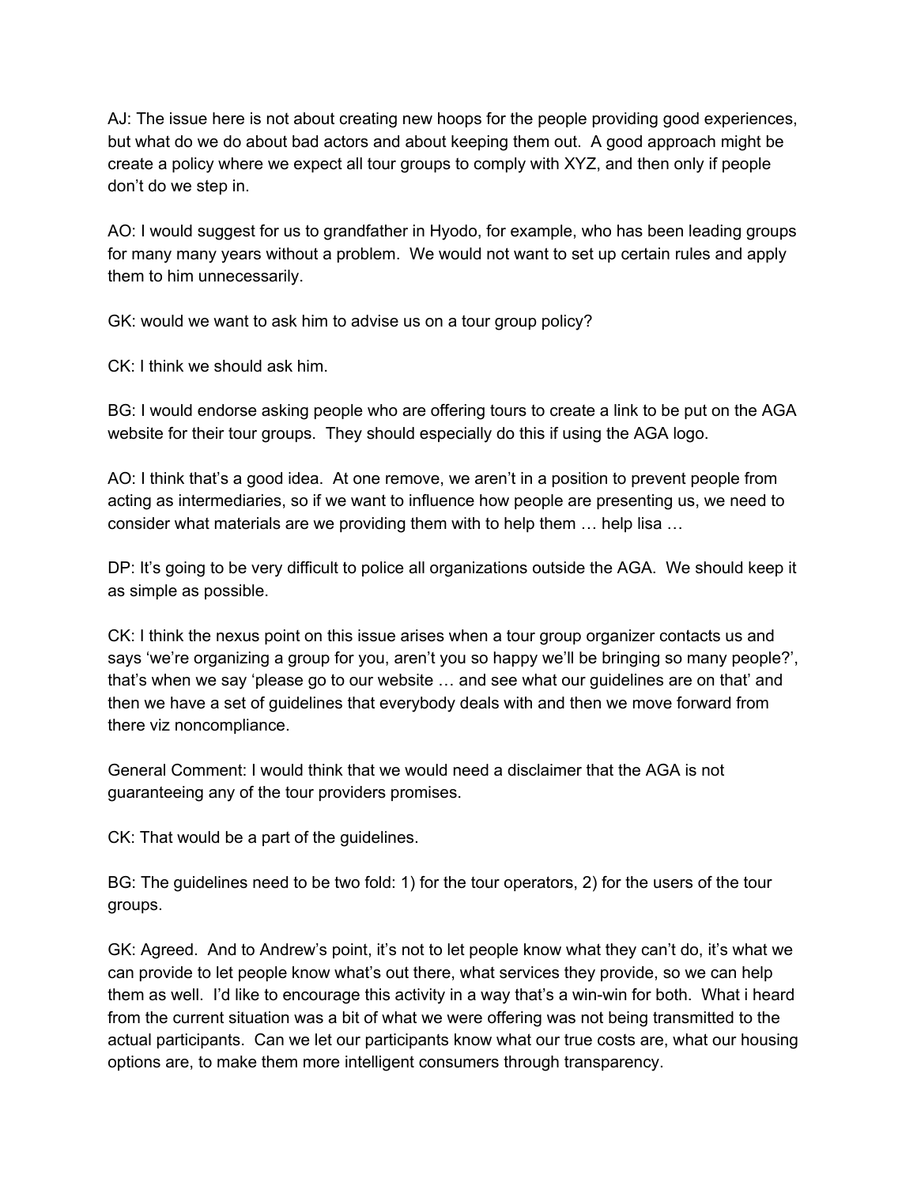AJ: The issue here is not about creating new hoops for the people providing good experiences, but what do we do about bad actors and about keeping them out.  A good approach might be create a policy where we expect all tour groups to comply with XYZ, and then only if people don't do we step in.

AO: I would suggest for us to grandfather in Hyodo, for example, who has been leading groups for many many years without a problem.  We would not want to set up certain rules and apply them to him unnecessarily.

GK: would we want to ask him to advise us on a tour group policy?

CK: I think we should ask him.

BG: I would endorse asking people who are offering tours to create a link to be put on the AGA website for their tour groups.  They should especially do this if using the AGA logo.

AO: I think that's a good idea.  At one remove, we aren't in a position to prevent people from acting as intermediaries, so if we want to influence how people are presenting us, we need to consider what materials are we providing them with to help them … help lisa …

DP: It's going to be very difficult to police all organizations outside the AGA.  We should keep it as simple as possible.

CK: I think the nexus point on this issue arises when a tour group organizer contacts us and says 'we're organizing a group for you, aren't you so happy we'll be bringing so many people?', that's when we say 'please go to our website … and see what our guidelines are on that' and then we have a set of guidelines that everybody deals with and then we move forward from there viz noncompliance.

General Comment: I would think that we would need a disclaimer that the AGA is not guaranteeing any of the tour providers promises.

CK: That would be a part of the guidelines.

BG: The guidelines need to be two fold: 1) for the tour operators, 2) for the users of the tour groups.

GK: Agreed.  And to Andrew's point, it's not to let people know what they can't do, it's what we can provide to let people know what's out there, what services they provide, so we can help them as well.  I'd like to encourage this activity in a way that's a win-win for both.  What i heard from the current situation was a bit of what we were offering was not being transmitted to the actual participants.  Can we let our participants know what our true costs are, what our housing options are, to make them more intelligent consumers through transparency.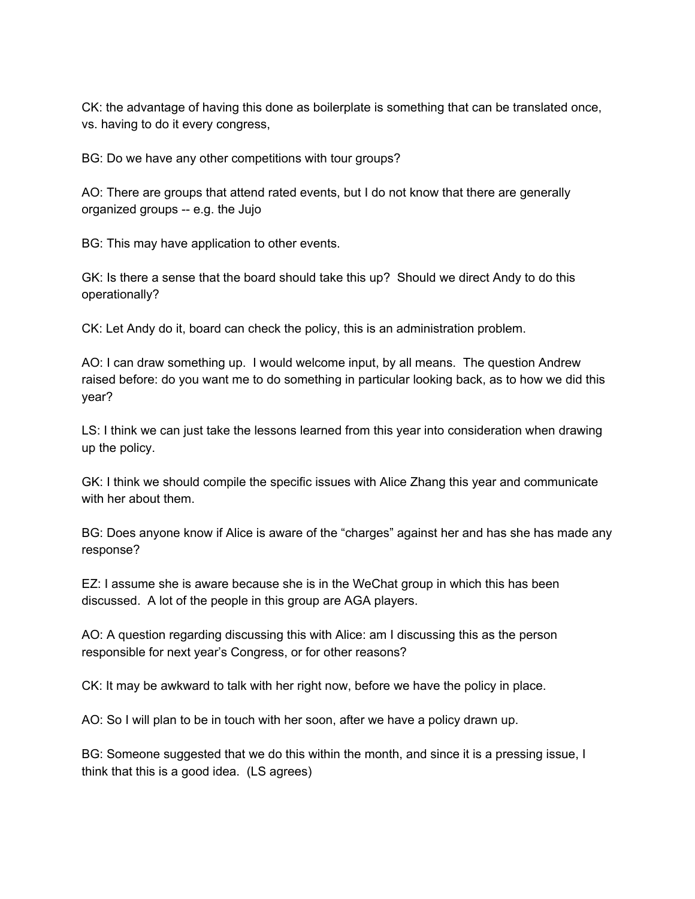CK: the advantage of having this done as boilerplate is something that can be translated once, vs. having to do it every congress,

BG: Do we have any other competitions with tour groups?

AO: There are groups that attend rated events, but I do not know that there are generally organized groups -- e.g. the Jujo

BG: This may have application to other events.

GK: Is there a sense that the board should take this up? Should we direct Andy to do this operationally?

CK: Let Andy do it, board can check the policy, this is an administration problem.

AO: I can draw something up. I would welcome input, by all means. The question Andrew raised before: do you want me to do something in particular looking back, as to how we did this year?

LS: I think we can just take the lessons learned from this year into consideration when drawing up the policy.

GK: I think we should compile the specific issues with Alice Zhang this year and communicate with her about them.

BG: Does anyone know if Alice is aware of the "charges" against her and has she has made any response?

EZ: I assume she is aware because she is in the WeChat group in which this has been discussed. A lot of the people in this group are AGA players.

AO: A question regarding discussing this with Alice: am I discussing this as the person responsible for next year's Congress, or for other reasons?

CK: It may be awkward to talk with her right now, before we have the policy in place.

AO: So I will plan to be in touch with her soon, after we have a policy drawn up.

BG: Someone suggested that we do this within the month, and since it is a pressing issue, I think that this is a good idea. (LS agrees)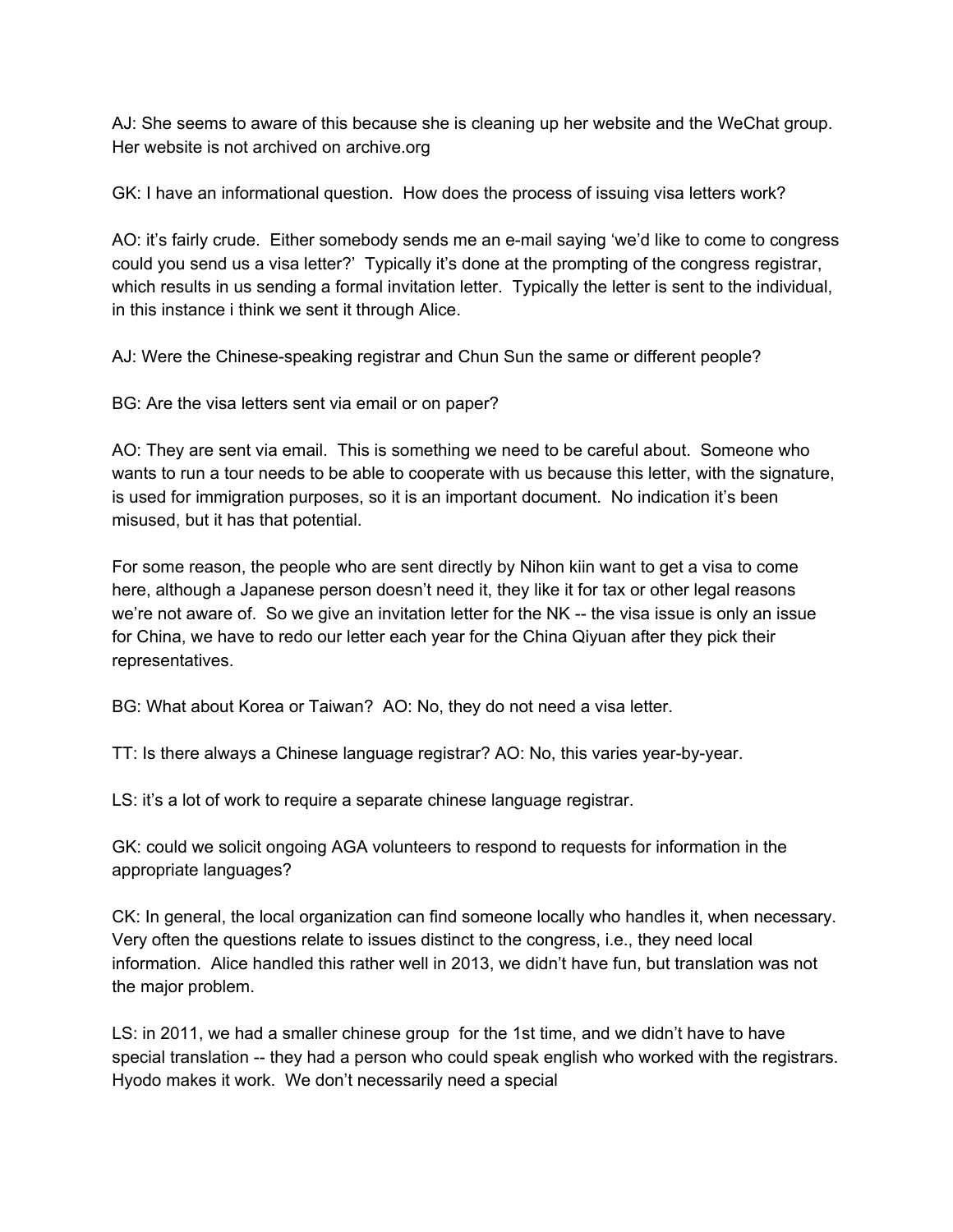AJ: She seems to aware of this because she is cleaning up her website and the WeChat group. Her website is not archived on archive.org

GK: I have an informational question. How does the process of issuing visa letters work?

AO: it's fairly crude. Either somebody sends me an e-mail saying 'we'd like to come to congress could you send us a visa letter?' Typically it's done at the prompting of the congress registrar, which results in us sending a formal invitation letter. Typically the letter is sent to the individual, in this instance i think we sent it through Alice.

AJ: Were the Chinese-speaking registrar and Chun Sun the same or different people?

BG: Are the visa letters sent via email or on paper?

AO: They are sent via email. This is something we need to be careful about. Someone who wants to run a tour needs to be able to cooperate with us because this letter, with the signature, is used for immigration purposes, so it is an important document. No indication it's been misused, but it has that potential.

For some reason, the people who are sent directly by Nihon kiin want to get a visa to come here, although a Japanese person doesn't need it, they like it for tax or other legal reasons we're not aware of. So we give an invitation letter for the NK -- the visa issue is only an issue for China, we have to redo our letter each year for the China Qiyuan after they pick their representatives.

BG: What about Korea or Taiwan? AO: No, they do not need a visa letter.

TT: Is there always a Chinese language registrar? AO: No, this varies year-by-year.

LS: it's a lot of work to require a separate chinese language registrar.

GK: could we solicit ongoing AGA volunteers to respond to requests for information in the appropriate languages?

CK: In general, the local organization can find someone locally who handles it, when necessary. Very often the questions relate to issues distinct to the congress, i.e., they need local information. Alice handled this rather well in 2013, we didn't have fun, but translation was not the major problem.

LS: in 2011, we had a smaller chinese group for the 1st time, and we didn't have to have special translation -- they had a person who could speak english who worked with the registrars. Hyodo makes it work. We don't necessarily need a special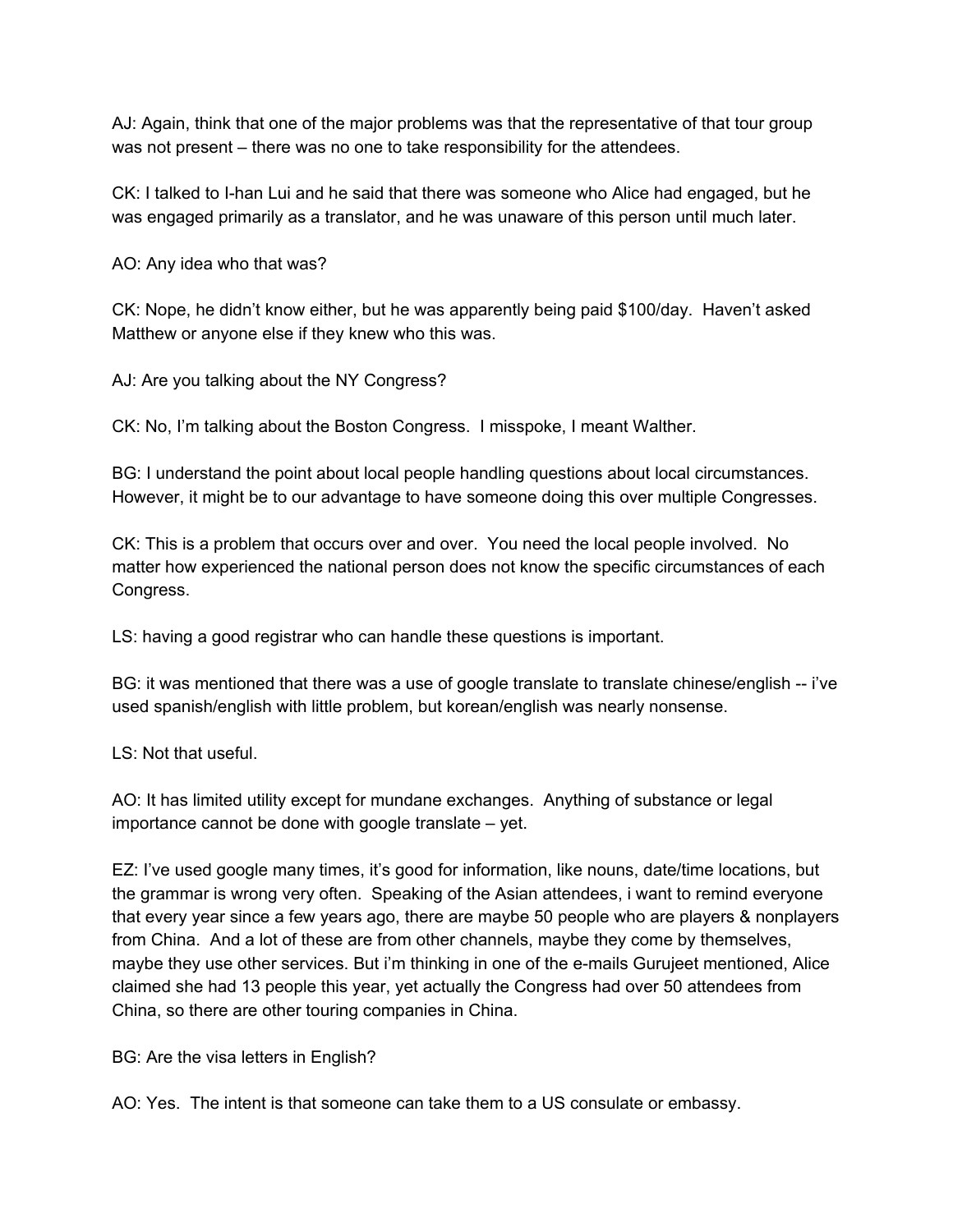AJ: Again, think that one of the major problems was that the representative of that tour group was not present – there was no one to take responsibility for the attendees.

CK: I talked to I-han Lui and he said that there was someone who Alice had engaged, but he was engaged primarily as a translator, and he was unaware of this person until much later.

AO: Any idea who that was?

CK: Nope, he didn't know either, but he was apparently being paid $100/day. Haven't asked Matthew or anyone else if they knew who this was.

AJ: Are you talking about the NY Congress?

CK: No, I'm talking about the Boston Congress. I misspoke, I meant Walther.

BG: I understand the point about local people handling questions about local circumstances. However, it might be to our advantage to have someone doing this over multiple Congresses.

CK: This is a problem that occurs over and over. You need the local people involved. No matter how experienced the national person does not know the specific circumstances of each Congress.

LS: having a good registrar who can handle these questions is important.

BG: it was mentioned that there was a use of google translate to translate chinese/english -- i've used spanish/english with little problem, but korean/english was nearly nonsense.

LS: Not that useful.

AO: It has limited utility except for mundane exchanges. Anything of substance or legal importance cannot be done with google translate – yet.

EZ: I've used google many times, it's good for information, like nouns, date/time locations, but the grammar is wrong very often. Speaking of the Asian attendees, i want to remind everyone that every year since a few years ago, there are maybe 50 people who are players & nonplayers from China. And a lot of these are from other channels, maybe they come by themselves, maybe they use other services. But i'm thinking in one of the e-mails Gurujeet mentioned, Alice claimed she had 13 people this year, yet actually the Congress had over 50 attendees from China, so there are other touring companies in China.

BG: Are the visa letters in English?

AO: Yes. The intent is that someone can take them to a US consulate or embassy.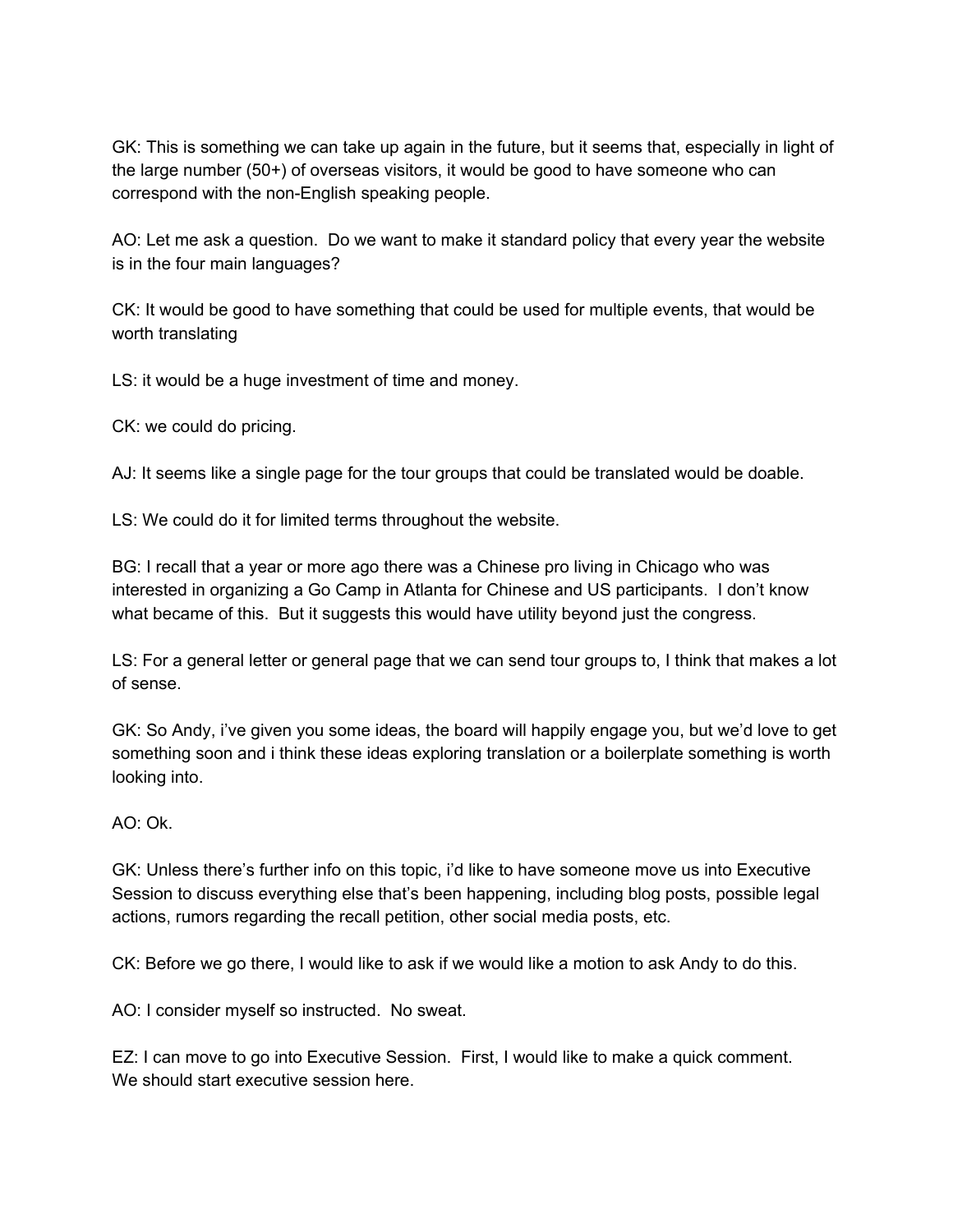GK: This is something we can take up again in the future, but it seems that, especially in light of the large number (50+) of overseas visitors, it would be good to have someone who can correspond with the non-English speaking people.

AO: Let me ask a question. Do we want to make it standard policy that every year the website is in the four main languages?

CK: It would be good to have something that could be used for multiple events, that would be worth translating

LS: it would be a huge investment of time and money.

CK: we could do pricing.

AJ: It seems like a single page for the tour groups that could be translated would be doable.

LS: We could do it for limited terms throughout the website.

BG: I recall that a year or more ago there was a Chinese pro living in Chicago who was interested in organizing a Go Camp in Atlanta for Chinese and US participants. I don't know what became of this. But it suggests this would have utility beyond just the congress.

LS: For a general letter or general page that we can send tour groups to, I think that makes a lot of sense.

GK: So Andy, i've given you some ideas, the board will happily engage you, but we'd love to get something soon and i think these ideas exploring translation or a boilerplate something is worth looking into.

AO: Ok.

GK: Unless there's further info on this topic, i'd like to have someone move us into Executive Session to discuss everything else that's been happening, including blog posts, possible legal actions, rumors regarding the recall petition, other social media posts, etc.

CK: Before we go there, I would like to ask if we would like a motion to ask Andy to do this.

AO: I consider myself so instructed. No sweat.

EZ: I can move to go into Executive Session. First, I would like to make a quick comment.
We should start executive session here.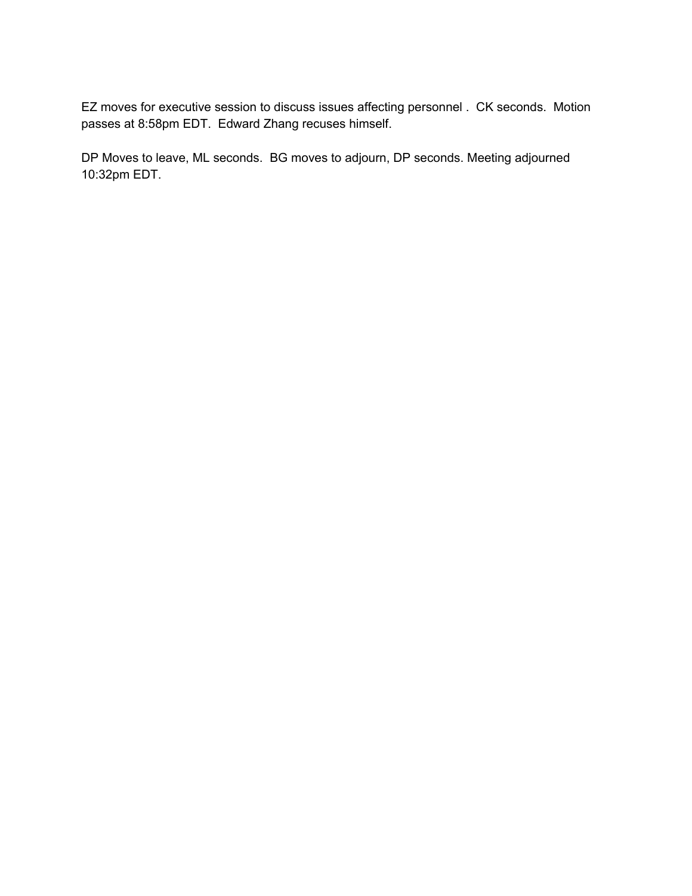EZ moves for executive session to discuss issues affecting personnel . CK seconds. Motion passes at 8:58pm EDT. Edward Zhang recuses himself.

DP Moves to leave, ML seconds. BG moves to adjourn, DP seconds. Meeting adjourned 10:32pm EDT.